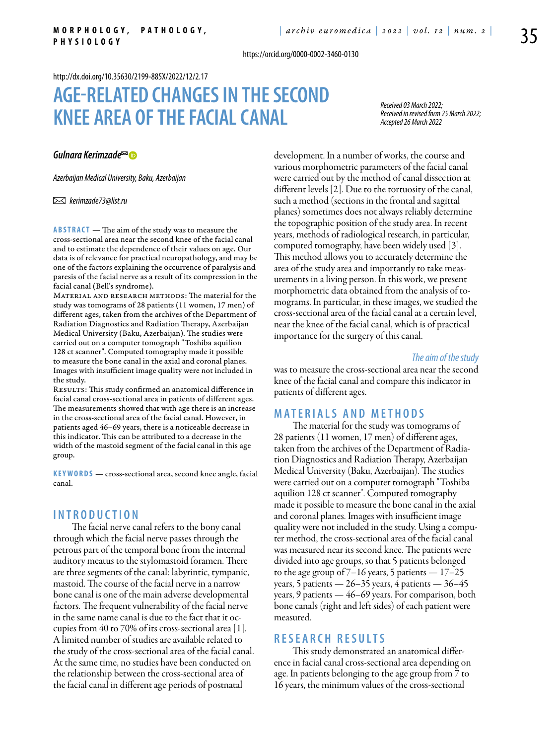https://orcid.org/0000-0002-3460-0130

http://dx.doi.org/10.35630/2199-885X/2022/12/2.17

# AGE-RELATED CHANGES IN THE SECOND KNEE AREA OF THE FACIAL CANAL

*Received 03 March 2022; Received in revised form 25 March 2022; Accepted 26 March 2022*

***Gulnara Kerimzade***

*Azerbaijan Medical University, Baku, Azerbaijan*

*kerimzade73@list.ru*

**ABSTRACT** — The aim of the study was to measure the cross-sectional area near the second knee of the facial canal and to estimate the dependence of their values on age. Our data is of relevance for practical neuropathology, and may be one of the factors explaining the occurrence of paralysis and paresis of the facial nerve as a result of its compression in the facial canal (Bell's syndrome).

MATERIAL AND RESEARCH METHODS: The material for the study was tomograms of 28 patients (11 women, 17 men) of different ages, taken from the archives of the Department of Radiation Diagnostics and Radiation Therapy, Azerbaijan Medical University (Baku, Azerbaijan). The studies were carried out on a computer tomograph "Toshiba aquilion 128 ct scanner". Computed tomography made it possible to measure the bone canal in the axial and coronal planes. Images with insufficient image quality were not included in the study.

RESULTS: This study confirmed an anatomical difference in facial canal cross-sectional area in patients of different ages. The measurements showed that with age there is an increase in the cross-sectional area of the facial canal. However, in patients aged 46–69 years, there is a noticeable decrease in this indicator. This can be attributed to a decrease in the width of the mastoid segment of the facial canal in this age group.

**KEYWORDS** — cross-sectional area, second knee angle, facial canal.

## INTRODUCTION

The facial nerve canal refers to the bony canal through which the facial nerve passes through the petrous part of the temporal bone from the internal auditory meatus to the stylomastoid foramen. There are three segments of the canal: labyrintic, tympanic, mastoid. The course of the facial nerve in a narrow bone canal is one of the main adverse developmental factors. The frequent vulnerability of the facial nerve in the same name canal is due to the fact that it occupies from 40 to 70% of its cross-sectional area [1]. A limited number of studies are available related to the study of the cross-sectional area of the facial canal. At the same time, no studies have been conducted on the relationship between the cross-sectional area of the facial canal in different age periods of postnatal development. In a number of works, the course and various morphometric parameters of the facial canal were carried out by the method of canal dissection at different levels [2]. Due to the tortuosity of the canal, such a method (sections in the frontal and sagittal planes) sometimes does not always reliably determine the topographic position of the study area. In recent years, methods of radiological research, in particular, computed tomography, have been widely used [3]. This method allows you to accurately determine the area of the study area and importantly to take measurements in a living person. In this work, we present morphometric data obtained from the analysis of tomograms. In particular, in these images, we studied the cross-sectional area of the facial canal at a certain level, near the knee of the facial canal, which is of practical importance for the surgery of this canal.

*The aim of the study* was to measure the cross-sectional area near the second knee of the facial canal and compare this indicator in patients of different ages.

## MATERIALS AND METHODS

The material for the study was tomograms of 28 patients (11 women, 17 men) of different ages, taken from the archives of the Department of Radiation Diagnostics and Radiation Therapy, Azerbaijan Medical University (Baku, Azerbaijan). The studies were carried out on a computer tomograph "Toshiba aquilion 128 ct scanner". Computed tomography made it possible to measure the bone canal in the axial and coronal planes. Images with insufficient image quality were not included in the study. Using a computer method, the cross-sectional area of the facial canal was measured near its second knee. The patients were divided into age groups, so that 5 patients belonged to the age group of 7–16 years, 5 patients — 17–25 years, 5 patients — 26–35 years, 4 patients — 36–45 years, 9 patients — 46–69 years. For comparison, both bone canals (right and left sides) of each patient were measured.

## RESEARCH RESULTS

This study demonstrated an anatomical difference in facial canal cross-sectional area depending on age. In patients belonging to the age group from 7 to 16 years, the minimum values of the cross-sectional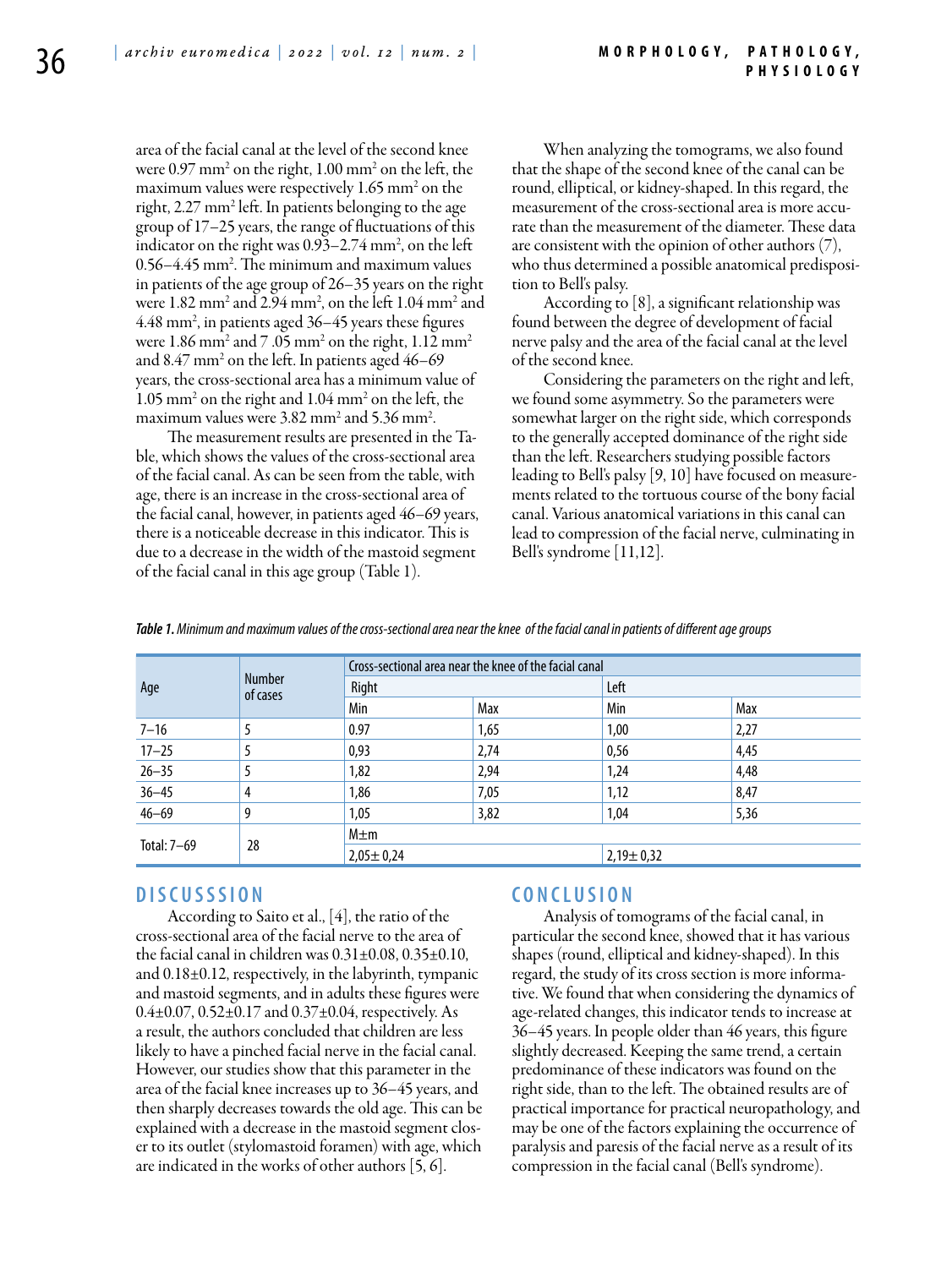area of the facial canal at the level of the second knee were 0.97 mm$^2$ on the right, 1.00 mm$^2$ on the left, the maximum values were respectively 1.65 mm$^2$ on the right, 2.27 mm$^2$ left. In patients belonging to the age group of 17–25 years, the range of fluctuations of this indicator on the right was 0.93–2.74 mm$^2$, on the left 0.56–4.45 mm$^2$. The minimum and maximum values in patients of the age group of 26–35 years on the right were 1.82 mm$^2$ and 2.94 mm$^2$, on the left 1.04 mm$^2$ and 4.48 mm$^2$, in patients aged 36–45 years these figures were 1.86 mm$^2$ and 7 .05 mm$^2$ on the right, 1.12 mm$^2$ and 8.47 mm$^2$ on the left. In patients aged 46–69 years, the cross-sectional area has a minimum value of 1.05 mm$^2$ on the right and 1.04 mm$^2$ on the left, the maximum values were 3.82 mm$^2$ and 5.36 mm$^2$.

The measurement results are presented in the Table, which shows the values of the cross-sectional area of the facial canal. As can be seen from the table, with age, there is an increase in the cross-sectional area of the facial canal, however, in patients aged 46–69 years, there is a noticeable decrease in this indicator. This is due to a decrease in the width of the mastoid segment of the facial canal in this age group (Table 1).

When analyzing the tomograms, we also found that the shape of the second knee of the canal can be round, elliptical, or kidney-shaped. In this regard, the measurement of the cross-sectional area is more accurate than the measurement of the diameter. These data are consistent with the opinion of other authors (7), who thus determined a possible anatomical predisposition to Bell's palsy.

According to [8], a significant relationship was found between the degree of development of facial nerve palsy and the area of the facial canal at the level of the second knee.

Considering the parameters on the right and left, we found some asymmetry. So the parameters were somewhat larger on the right side, which corresponds to the generally accepted dominance of the right side than the left. Researchers studying possible factors leading to Bell's palsy [9, 10] have focused on measurements related to the tortuous course of the bony facial canal. Various anatomical variations in this canal can lead to compression of the facial nerve, culminating in Bell's syndrome [11,12].

*Table 1. Minimum and maximum values of the cross-sectional area near the knee of the facial canal in patients of different age groups*

| Age | Number of cases | Cross-sectional area near the knee of the facial canal | | | |
|---|---|---|---|---|---|
| | | Right | | Left | |
| | | Min | Max | Min | Max |
| 7–16 | 5 | 0.97 | 1,65 | 1,00 | 2,27 |
| 17–25 | 5 | 0,93 | 2,74 | 0,56 | 4,45 |
| 26–35 | 5 | 1,82 | 2,94 | 1,24 | 4,48 |
| 36–45 | 4 | 1,86 | 7,05 | 1,12 | 8,47 |
| 46–69 | 9 | 1,05 | 3,82 | 1,04 | 5,36 |
| Total: 7–69 | 28 | M±m | | | |
| | | 2,05± 0,24 | | 2,19± 0,32 | |

## DISCUSSSION

According to Saito et al., [4], the ratio of the cross-sectional area of the facial nerve to the area of the facial canal in children was 0.31±0.08, 0.35±0.10, and 0.18±0.12, respectively, in the labyrinth, tympanic and mastoid segments, and in adults these figures were 0.4±0.07, 0.52±0.17 and 0.37±0.04, respectively. As a result, the authors concluded that children are less likely to have a pinched facial nerve in the facial canal. However, our studies show that this parameter in the area of the facial knee increases up to 36–45 years, and then sharply decreases towards the old age. This can be explained with a decrease in the mastoid segment closer to its outlet (stylomastoid foramen) with age, which are indicated in the works of other authors [5, 6].

## CONCLUSION

Analysis of tomograms of the facial canal, in particular the second knee, showed that it has various shapes (round, elliptical and kidney-shaped). In this regard, the study of its cross section is more informative. We found that when considering the dynamics of age-related changes, this indicator tends to increase at 36–45 years. In people older than 46 years, this figure slightly decreased. Keeping the same trend, a certain predominance of these indicators was found on the right side, than to the left. The obtained results are of practical importance for practical neuropathology, and may be one of the factors explaining the occurrence of paralysis and paresis of the facial nerve as a result of its compression in the facial canal (Bell's syndrome).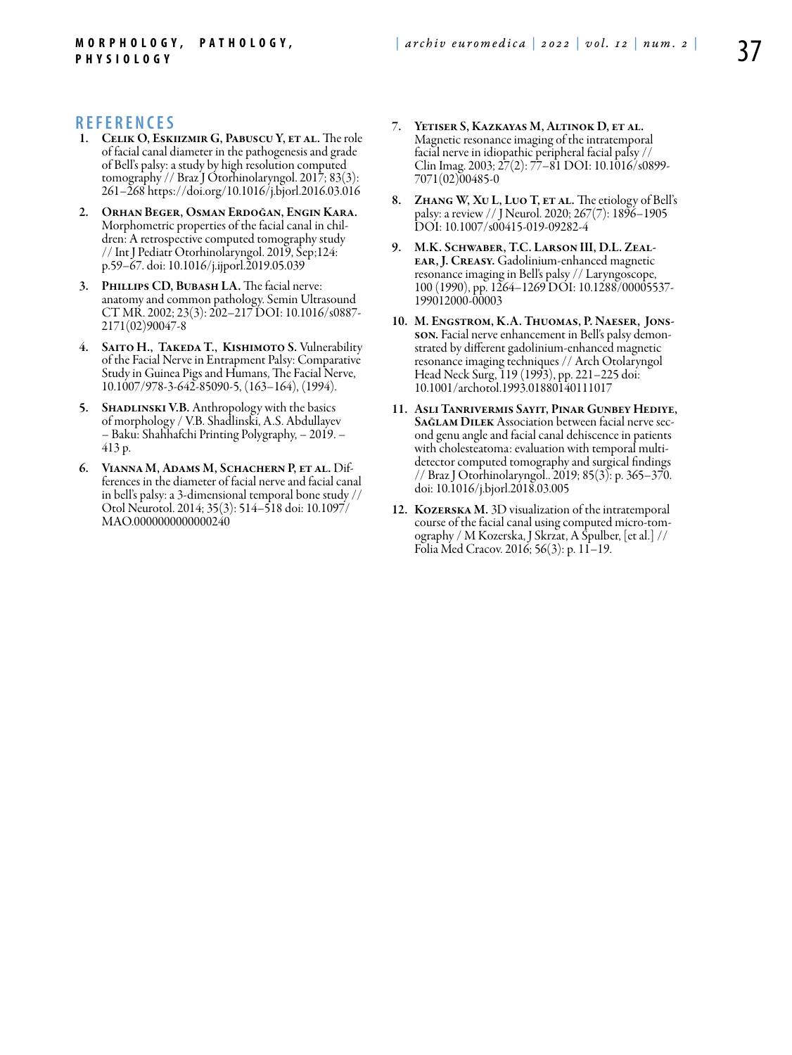## REFERENCES

1. **Celik O, Eskiizmir G, Pabuscu Y, et al.** The role of facial canal diameter in the pathogenesis and grade of Bell's palsy: a study by high resolution computed tomography // Braz J Otorhinolaryngol. 2017; 83(3): 261–268 https://doi.org/10.1016/j.bjorl.2016.03.016
2. **Orhan Beger, Osman Erdoğan, Engin Kara.** Morphometric properties of the facial canal in children: A retrospective computed tomography study // Int J Pediatr Otorhinolaryngol. 2019, Sep;124: p.59–67. doi: 10.1016/j.ijporl.2019.05.039
3. **Phillips CD, Bubash LA.** The facial nerve: anatomy and common pathology. Semin Ultrasound CT MR. 2002; 23(3): 202–217 DOI: 10.1016/s0887-2171(02)90047-8
4. **Saito H., Takeda T., Kishimoto S.** Vulnerability of the Facial Nerve in Entrapment Palsy: Comparative Study in Guinea Pigs and Humans, The Facial Nerve, 10.1007/978-3-642-85090-5, (163–164), (1994).
5. **Shadlinski V.B.** Anthropology with the basics of morphology / V.B. Shadlinski, A.S. Abdullayev – Baku: Shahhafchi Printing Polygraphy, – 2019. – 413 p.
6. **Vianna M, Adams M, Schachern P, et al.** Differences in the diameter of facial nerve and facial canal in bell's palsy: a 3-dimensional temporal bone study // Otol Neurotol. 2014; 35(3): 514–518 doi: 10.1097/MAO.0000000000000240
7. **Yetiser S, Kazkayas M, Altinok D, et al.** Magnetic resonance imaging of the intratemporal facial nerve in idiopathic peripheral facial palsy // Clin Imag. 2003; 27(2): 77–81 DOI: 10.1016/s0899-7071(02)00485-0
8. **Zhang W, Xu L, Luo T, et al.** The etiology of Bell's palsy: a review // J Neurol. 2020; 267(7): 1896–1905 DOI: 10.1007/s00415-019-09282-4
9. **M.K. Schwaber, T.C. Larson III, D.L. Zealear, J. Creasy.** Gadolinium-enhanced magnetic resonance imaging in Bell's palsy // Laryngoscope, 100 (1990), pp. 1264–1269 DOI: 10.1288/00005537-199012000-00003
10. **M. Engstrom, K.A. Thuomas, P. Naeser, Jonsson.** Facial nerve enhancement in Bell's palsy demonstrated by different gadolinium-enhanced magnetic resonance imaging techniques // Arch Otolaryngol Head Neck Surg, 119 (1993), pp. 221–225 doi: 10.1001/archotol.1993.01880140111017
11. **Asli Tanrivermis Sayit, Pinar Gunbey Hediye, Sağlam Dilek** Association between facial nerve second genu angle and facial canal dehiscence in patients with cholesteatoma: evaluation with temporal multidetector computed tomography and surgical findings // Braz J Otorhinolaryngol.. 2019; 85(3): p. 365–370. doi: 10.1016/j.bjorl.2018.03.005
12. **Kozerska M.** 3D visualization of the intratemporal course of the facial canal using computed micro-tomography / M Kozerska, J Skrzat, A Spulber, [et al.] // Folia Med Cracov. 2016; 56(3): p. 11–19.